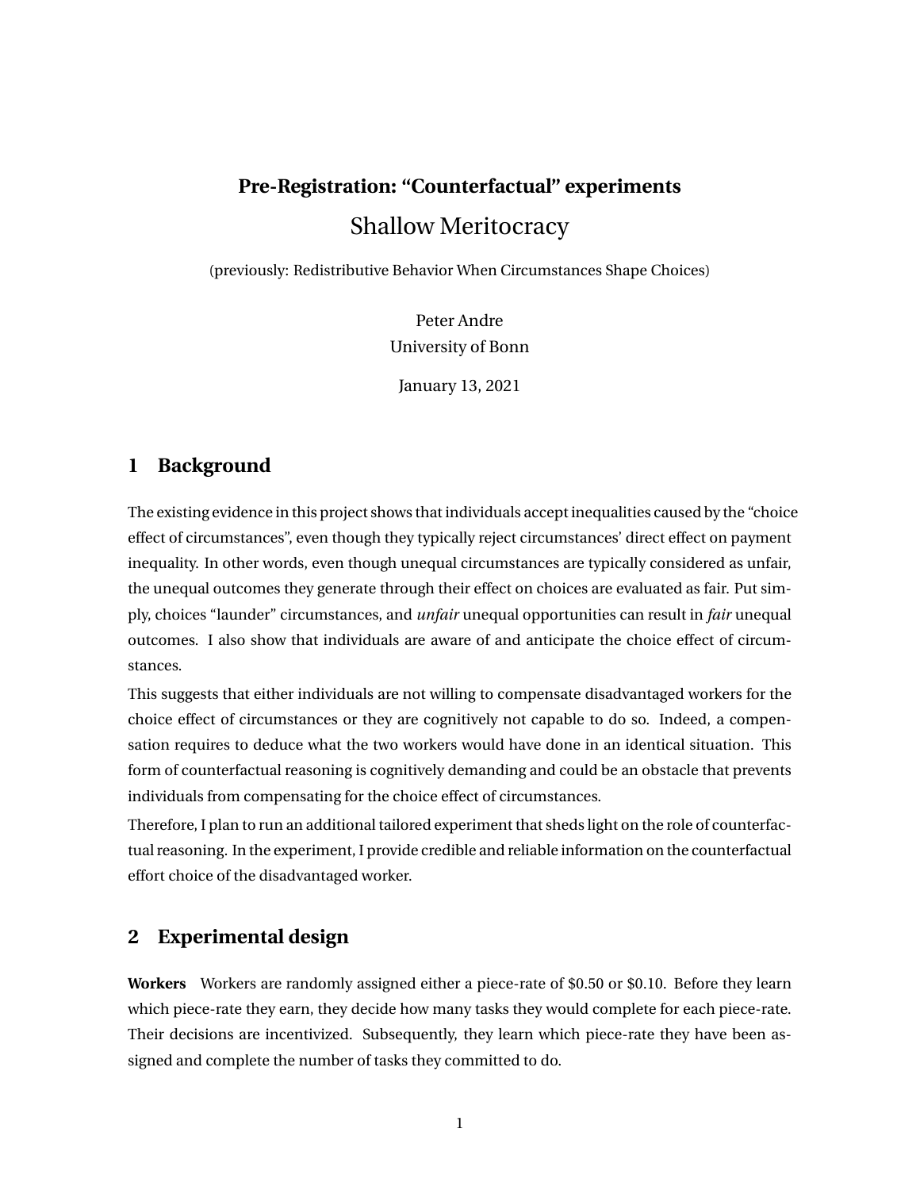# Pre-Registration: "Counterfactual" experiments

## Shallow Meritocracy

(previously: Redistributive Behavior When Circumstances Shape Choices)

Peter Andre
University of Bonn

January 13, 2021

## 1 Background

The existing evidence in this project shows that individuals accept inequalities caused by the "choice effect of circumstances", even though they typically reject circumstances' direct effect on payment inequality. In other words, even though unequal circumstances are typically considered as unfair, the unequal outcomes they generate through their effect on choices are evaluated as fair. Put simply, choices "launder" circumstances, and *unfair* unequal opportunities can result in *fair* unequal outcomes. I also show that individuals are aware of and anticipate the choice effect of circumstances.

This suggests that either individuals are not willing to compensate disadvantaged workers for the choice effect of circumstances or they are cognitively not capable to do so. Indeed, a compensation requires to deduce what the two workers would have done in an identical situation. This form of counterfactual reasoning is cognitively demanding and could be an obstacle that prevents individuals from compensating for the choice effect of circumstances.

Therefore, I plan to run an additional tailored experiment that sheds light on the role of counterfactual reasoning. In the experiment, I provide credible and reliable information on the counterfactual effort choice of the disadvantaged worker.

## 2 Experimental design

**Workers** Workers are randomly assigned either a piece-rate of $0.50 or $0.10. Before they learn which piece-rate they earn, they decide how many tasks they would complete for each piece-rate. Their decisions are incentivized. Subsequently, they learn which piece-rate they have been assigned and complete the number of tasks they committed to do.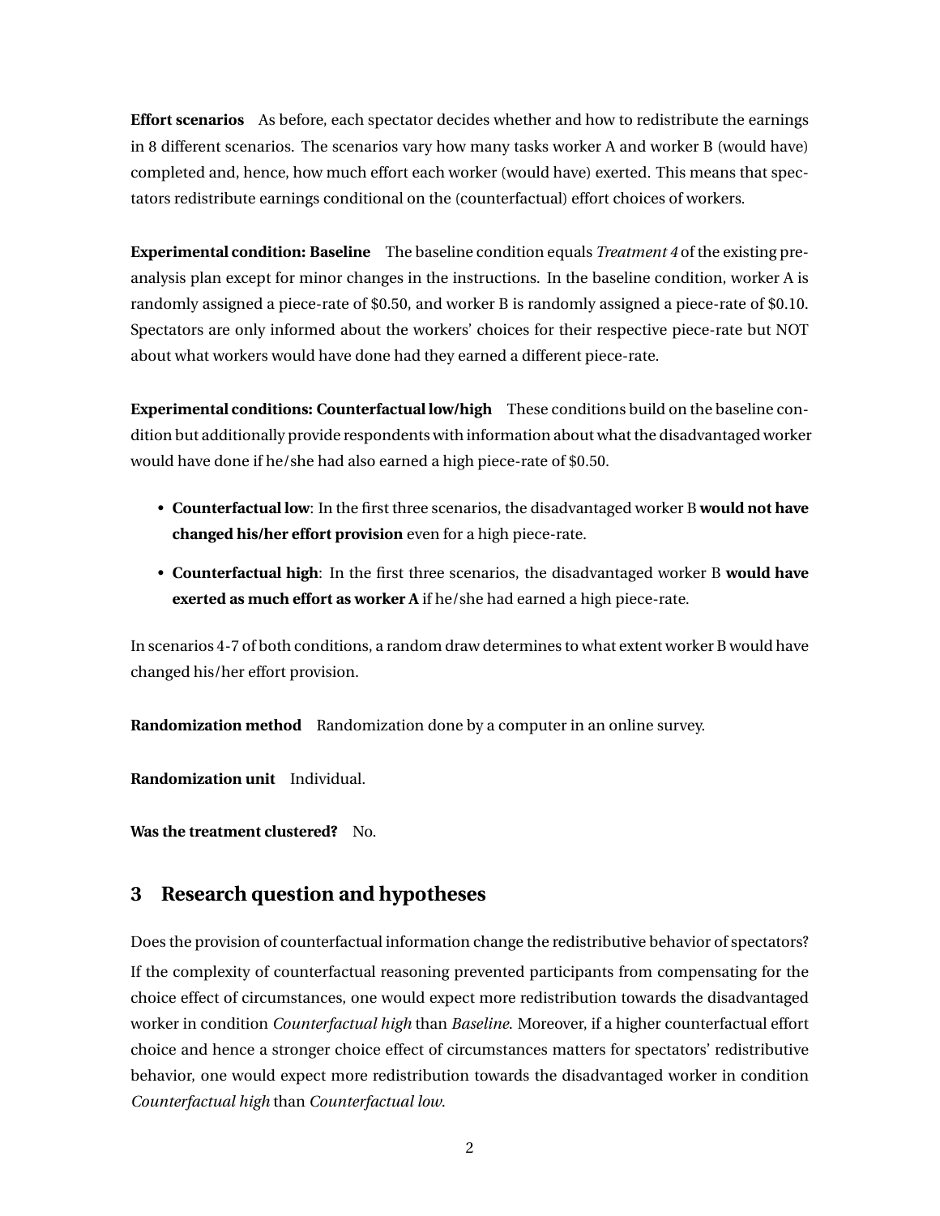**Effort scenarios** As before, each spectator decides whether and how to redistribute the earnings in 8 different scenarios. The scenarios vary how many tasks worker A and worker B (would have) completed and, hence, how much effort each worker (would have) exerted. This means that spectators redistribute earnings conditional on the (counterfactual) effort choices of workers.

**Experimental condition: Baseline** The baseline condition equals *Treatment 4* of the existing pre-analysis plan except for minor changes in the instructions. In the baseline condition, worker A is randomly assigned a piece-rate of $0.50, and worker B is randomly assigned a piece-rate of $0.10. Spectators are only informed about the workers' choices for their respective piece-rate but NOT about what workers would have done had they earned a different piece-rate.

**Experimental conditions: Counterfactual low/high** These conditions build on the baseline condition but additionally provide respondents with information about what the disadvantaged worker would have done if he/she had also earned a high piece-rate of $0.50.

- **Counterfactual low**: In the first three scenarios, the disadvantaged worker B **would not have changed his/her effort provision** even for a high piece-rate.
- **Counterfactual high**: In the first three scenarios, the disadvantaged worker B **would have exerted as much effort as worker A** if he/she had earned a high piece-rate.

In scenarios 4-7 of both conditions, a random draw determines to what extent worker B would have changed his/her effort provision.

**Randomization method** Randomization done by a computer in an online survey.

**Randomization unit** Individual.

**Was the treatment clustered?** No.

## 3 Research question and hypotheses

Does the provision of counterfactual information change the redistributive behavior of spectators? If the complexity of counterfactual reasoning prevented participants from compensating for the choice effect of circumstances, one would expect more redistribution towards the disadvantaged worker in condition *Counterfactual high* than *Baseline*. Moreover, if a higher counterfactual effort choice and hence a stronger choice effect of circumstances matters for spectators' redistributive behavior, one would expect more redistribution towards the disadvantaged worker in condition *Counterfactual high* than *Counterfactual low*.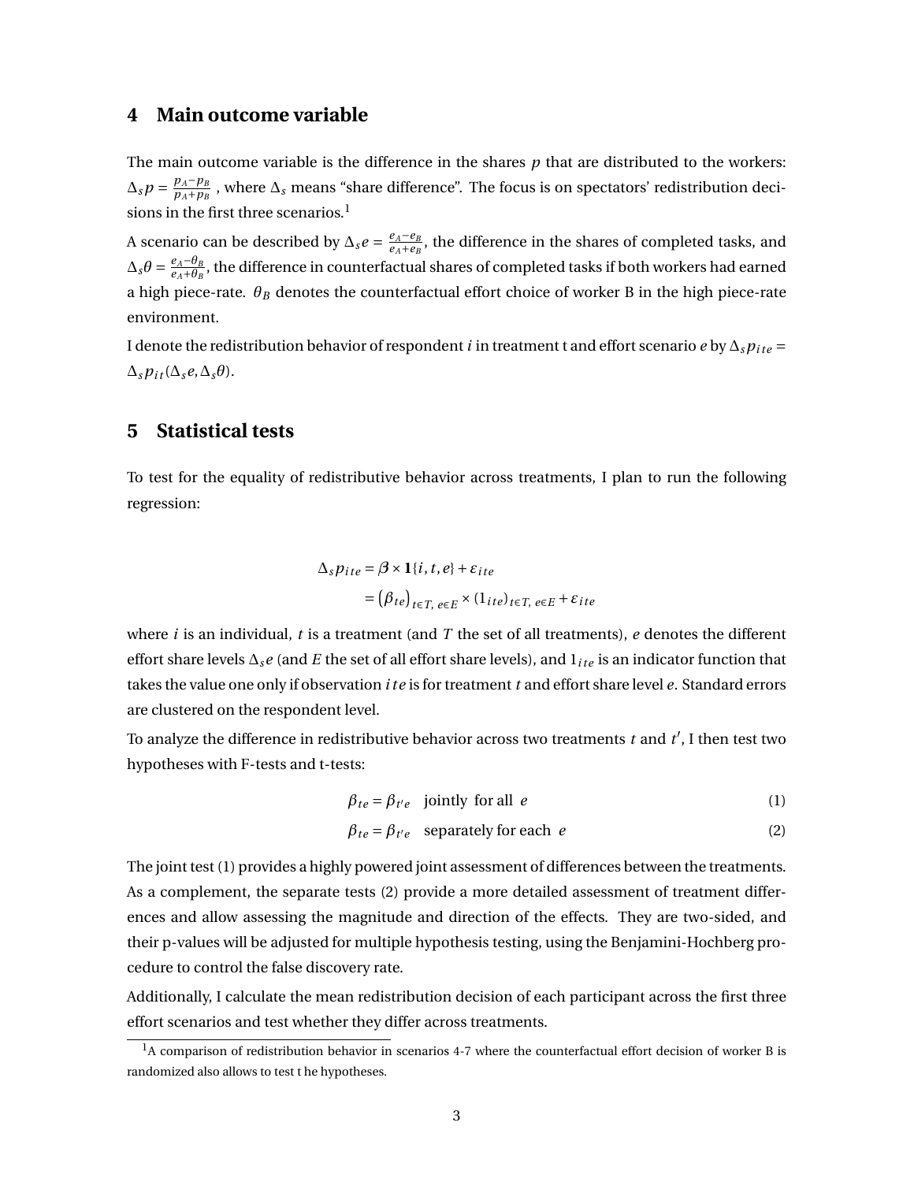## 4 Main outcome variable

The main outcome variable is the difference in the shares $p$ that are distributed to the workers: $\Delta_s p = \frac{p_A - p_B}{p_A + p_B}$ , where $\Delta_s$ means "share difference". The focus is on spectators' redistribution decisions in the first three scenarios.[1]

A scenario can be described by $\Delta_s e = \frac{e_A - e_B}{e_A + e_B}$, the difference in the shares of completed tasks, and $\Delta_s \theta = \frac{e_A - \theta_B}{e_A + \theta_B}$, the difference in counterfactual shares of completed tasks if both workers had earned a high piece-rate. $\theta_B$ denotes the counterfactual effort choice of worker B in the high piece-rate environment.

I denote the redistribution behavior of respondent $i$ in treatment t and effort scenario $e$ by $\Delta_s p_{ite} = \Delta_s p_{it}(\Delta_s e, \Delta_s \theta)$.

## 5 Statistical tests

To test for the equality of redistributive behavior across treatments, I plan to run the following regression:

$$
\begin{aligned}
\Delta_s p_{ite} &= \boldsymbol{\beta} \times \mathbf{1}\{i,t,e\} + \varepsilon_{ite} \\
&= \left(\beta_{te}\right)_{t\in T,\ e\in E} \times \left(1_{ite}\right)_{t\in T,\ e\in E} + \varepsilon_{ite}
\end{aligned}
$$

where $i$ is an individual, $t$ is a treatment (and $T$ the set of all treatments), $e$ denotes the different effort share levels $\Delta_s e$ (and $E$ the set of all effort share levels), and $1_{ite}$ is an indicator function that takes the value one only if observation $ite$ is for treatment $t$ and effort share level $e$. Standard errors are clustered on the respondent level.

To analyze the difference in redistributive behavior across two treatments $t$ and $t'$, I then test two hypotheses with F-tests and t-tests:

$$\beta_{te} = \beta_{t'e} \quad \text{jointly for all } e \tag{1}$$

$$\beta_{te} = \beta_{t'e} \quad \text{separately for each } e \tag{2}$$

The joint test (1) provides a highly powered joint assessment of differences between the treatments. As a complement, the separate tests (2) provide a more detailed assessment of treatment differences and allow assessing the magnitude and direction of the effects. They are two-sided, and their p-values will be adjusted for multiple hypothesis testing, using the Benjamini-Hochberg procedure to control the false discovery rate.

Additionally, I calculate the mean redistribution decision of each participant across the first three effort scenarios and test whether they differ across treatments.

[1] A comparison of redistribution behavior in scenarios 4-7 where the counterfactual effort decision of worker B is randomized also allows to test t he hypotheses.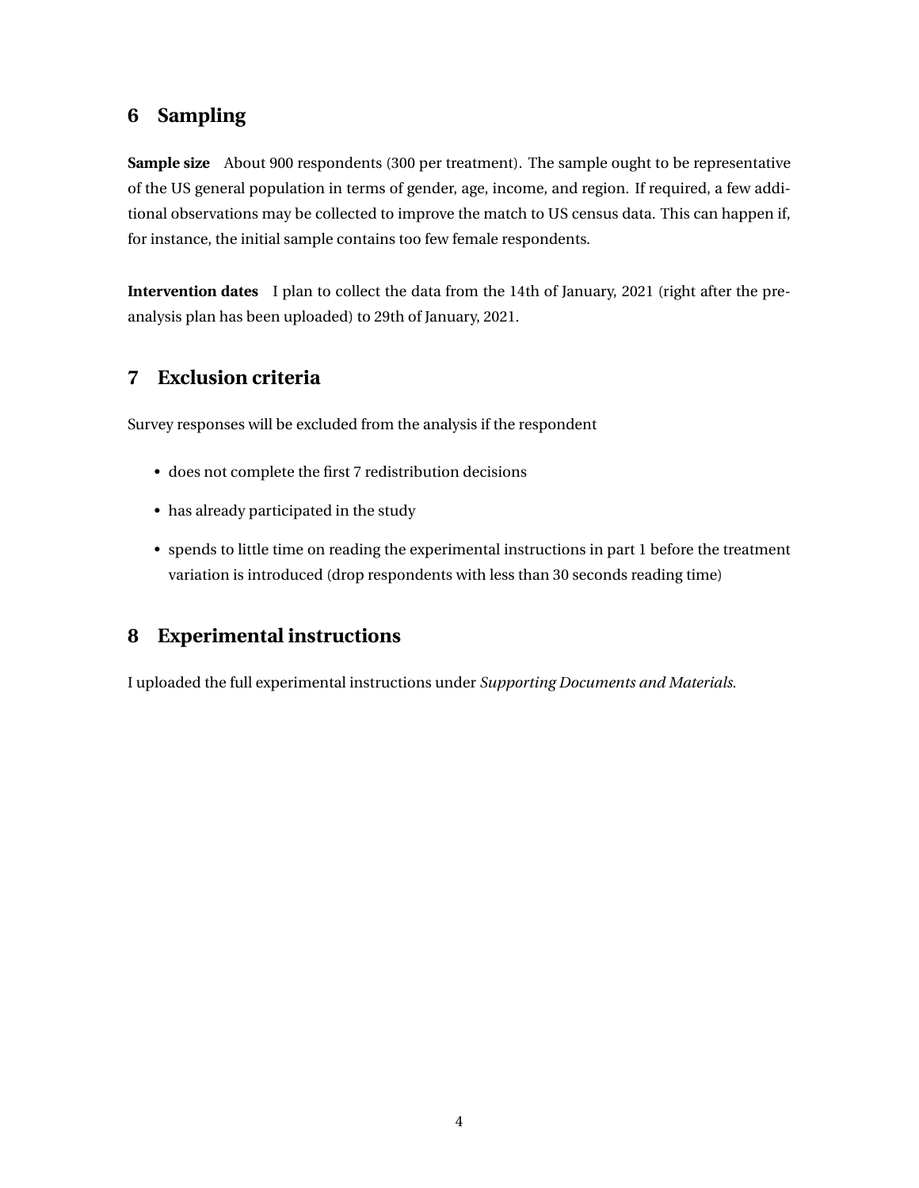## 6 Sampling

**Sample size** About 900 respondents (300 per treatment). The sample ought to be representative of the US general population in terms of gender, age, income, and region. If required, a few additional observations may be collected to improve the match to US census data. This can happen if, for instance, the initial sample contains too few female respondents.

**Intervention dates** I plan to collect the data from the 14th of January, 2021 (right after the pre-analysis plan has been uploaded) to 29th of January, 2021.

## 7 Exclusion criteria

Survey responses will be excluded from the analysis if the respondent

- does not complete the first 7 redistribution decisions
- has already participated in the study
- spends to little time on reading the experimental instructions in part 1 before the treatment variation is introduced (drop respondents with less than 30 seconds reading time)

## 8 Experimental instructions

I uploaded the full experimental instructions under *Supporting Documents and Materials*.